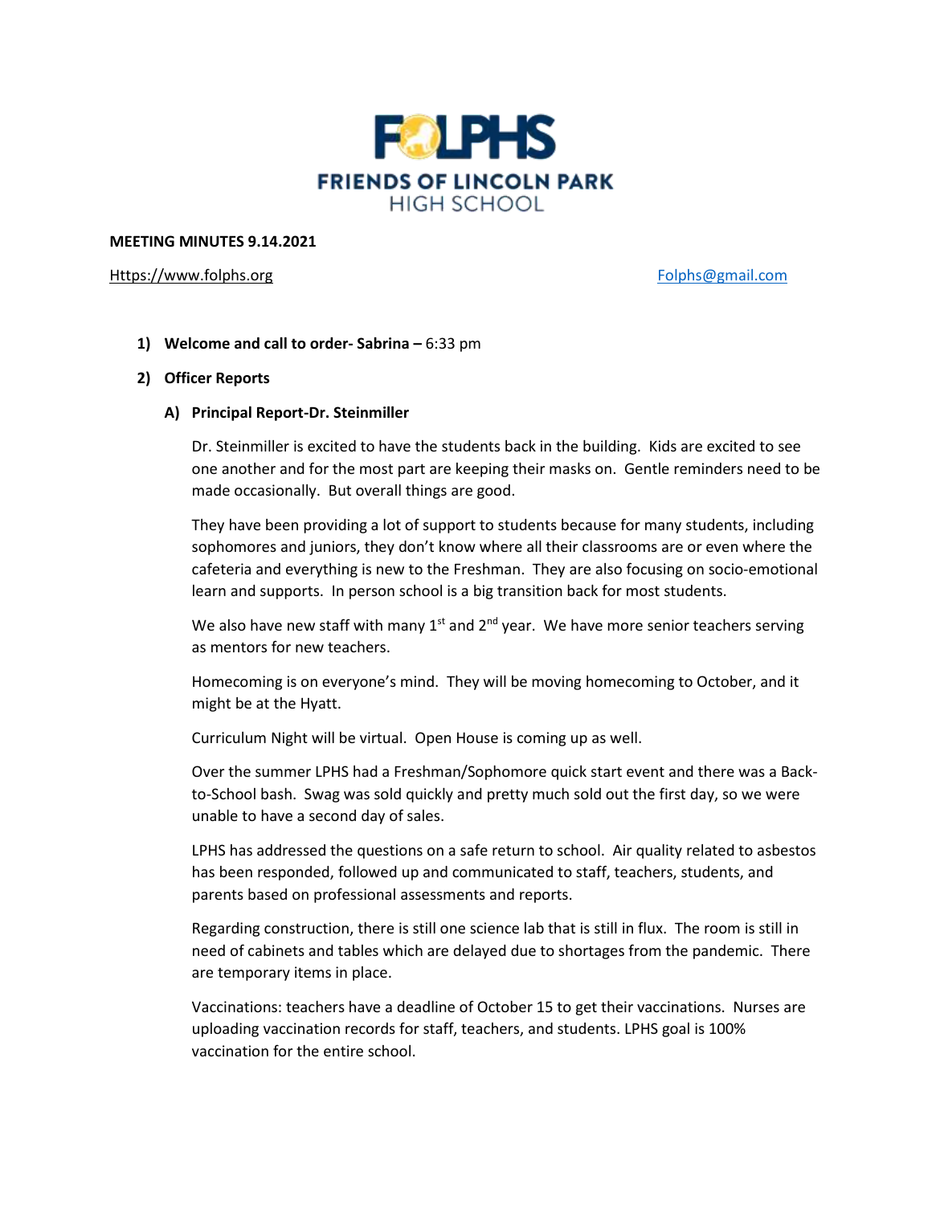# FOLPHS

## FRIENDS OF LINCOLN PARK HIGH SCHOOL

**MEETING MINUTES 9.14.2021**

Https://www.folphs.org Folphs@gmail.com

1) **Welcome and call to order- Sabrina –** 6:33 pm

2) **Officer Reports**

   A) **Principal Report-Dr. Steinmiller**

   Dr. Steinmiller is excited to have the students back in the building. Kids are excited to see one another and for the most part are keeping their masks on. Gentle reminders need to be made occasionally. But overall things are good.

   They have been providing a lot of support to students because for many students, including sophomores and juniors, they don't know where all their classrooms are or even where the cafeteria and everything is new to the Freshman. They are also focusing on socio-emotional learn and supports. In person school is a big transition back for most students.

   We also have new staff with many 1st and 2nd year. We have more senior teachers serving as mentors for new teachers.

   Homecoming is on everyone's mind. They will be moving homecoming to October, and it might be at the Hyatt.

   Curriculum Night will be virtual. Open House is coming up as well.

   Over the summer LPHS had a Freshman/Sophomore quick start event and there was a Back-to-School bash. Swag was sold quickly and pretty much sold out the first day, so we were unable to have a second day of sales.

   LPHS has addressed the questions on a safe return to school. Air quality related to asbestos has been responded, followed up and communicated to staff, teachers, students, and parents based on professional assessments and reports.

   Regarding construction, there is still one science lab that is still in flux. The room is still in need of cabinets and tables which are delayed due to shortages from the pandemic. There are temporary items in place.

   Vaccinations: teachers have a deadline of October 15 to get their vaccinations. Nurses are uploading vaccination records for staff, teachers, and students. LPHS goal is 100% vaccination for the entire school.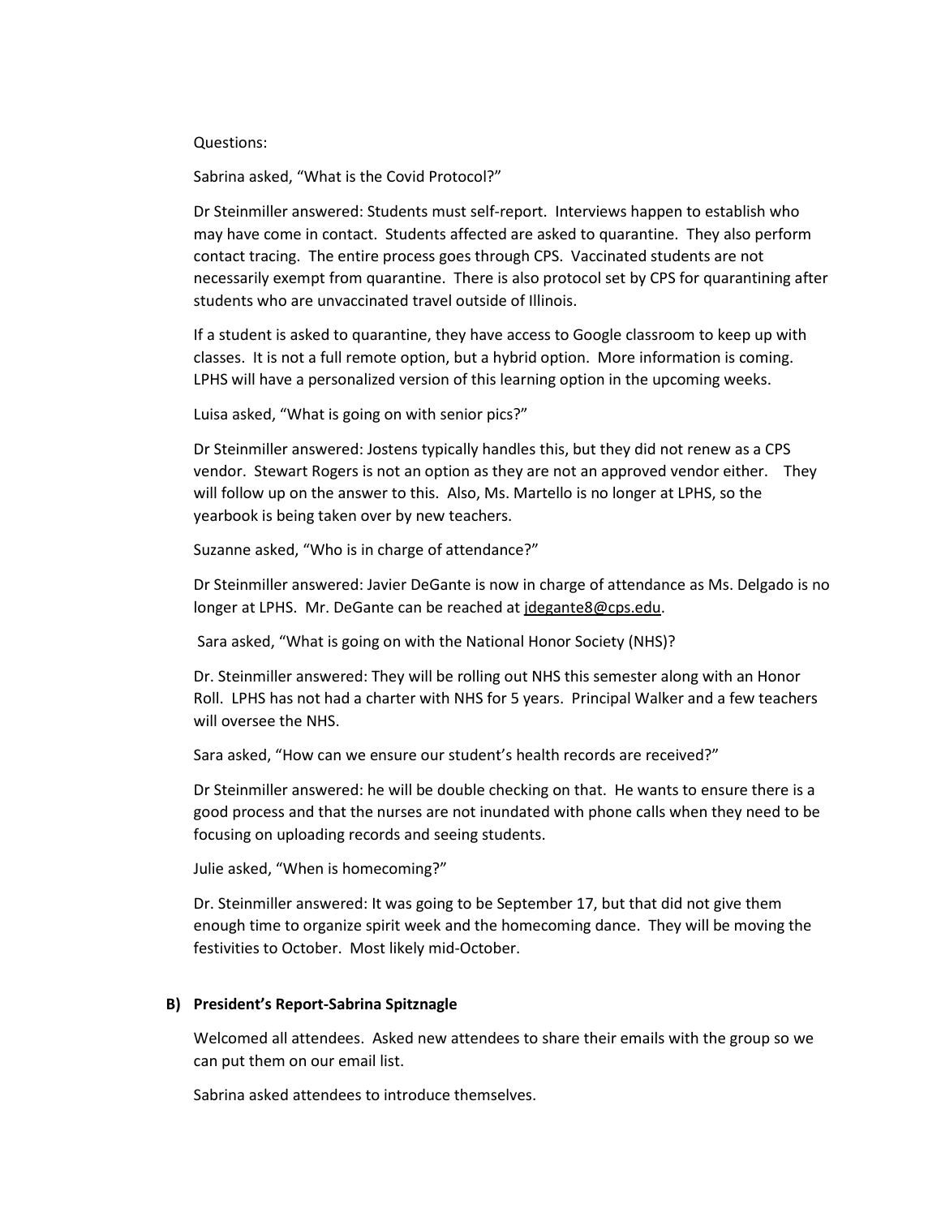Questions:

Sabrina asked, "What is the Covid Protocol?"

Dr Steinmiller answered: Students must self-report. Interviews happen to establish who may have come in contact. Students affected are asked to quarantine. They also perform contact tracing. The entire process goes through CPS. Vaccinated students are not necessarily exempt from quarantine. There is also protocol set by CPS for quarantining after students who are unvaccinated travel outside of Illinois.

If a student is asked to quarantine, they have access to Google classroom to keep up with classes. It is not a full remote option, but a hybrid option. More information is coming. LPHS will have a personalized version of this learning option in the upcoming weeks.

Luisa asked, "What is going on with senior pics?"

Dr Steinmiller answered: Jostens typically handles this, but they did not renew as a CPS vendor. Stewart Rogers is not an option as they are not an approved vendor either. They will follow up on the answer to this. Also, Ms. Martello is no longer at LPHS, so the yearbook is being taken over by new teachers.

Suzanne asked, "Who is in charge of attendance?"

Dr Steinmiller answered: Javier DeGante is now in charge of attendance as Ms. Delgado is no longer at LPHS. Mr. DeGante can be reached at jdegante8@cps.edu.

Sara asked, "What is going on with the National Honor Society (NHS)?

Dr. Steinmiller answered: They will be rolling out NHS this semester along with an Honor Roll. LPHS has not had a charter with NHS for 5 years. Principal Walker and a few teachers will oversee the NHS.

Sara asked, "How can we ensure our student's health records are received?"

Dr Steinmiller answered: he will be double checking on that. He wants to ensure there is a good process and that the nurses are not inundated with phone calls when they need to be focusing on uploading records and seeing students.

Julie asked, "When is homecoming?"

Dr. Steinmiller answered: It was going to be September 17, but that did not give them enough time to organize spirit week and the homecoming dance. They will be moving the festivities to October. Most likely mid-October.

**B) President's Report-Sabrina Spitznagle**

Welcomed all attendees. Asked new attendees to share their emails with the group so we can put them on our email list.

Sabrina asked attendees to introduce themselves.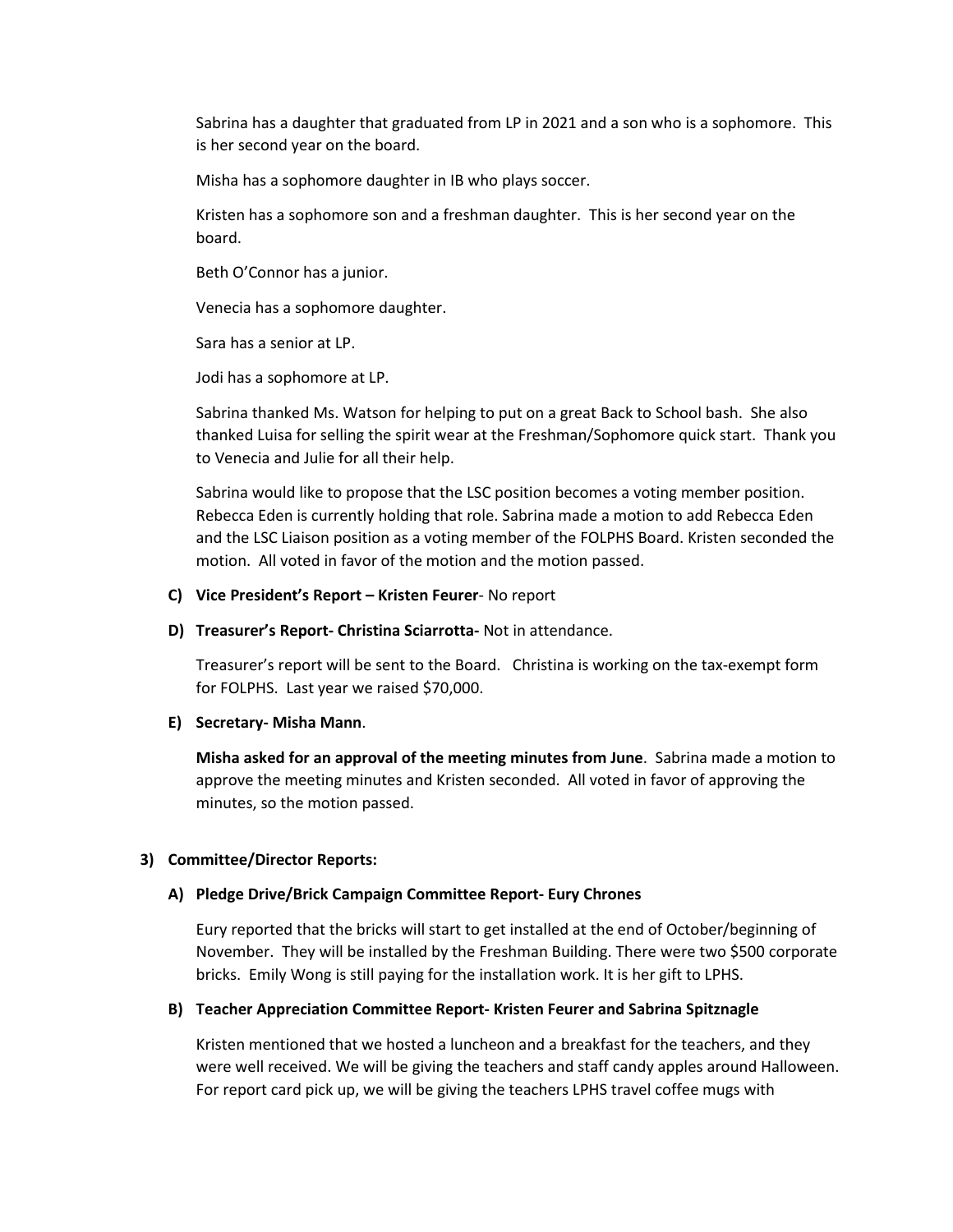Sabrina has a daughter that graduated from LP in 2021 and a son who is a sophomore. This is her second year on the board.

Misha has a sophomore daughter in IB who plays soccer.

Kristen has a sophomore son and a freshman daughter. This is her second year on the board.

Beth O'Connor has a junior.

Venecia has a sophomore daughter.

Sara has a senior at LP.

Jodi has a sophomore at LP.

Sabrina thanked Ms. Watson for helping to put on a great Back to School bash. She also thanked Luisa for selling the spirit wear at the Freshman/Sophomore quick start. Thank you to Venecia and Julie for all their help.

Sabrina would like to propose that the LSC position becomes a voting member position. Rebecca Eden is currently holding that role. Sabrina made a motion to add Rebecca Eden and the LSC Liaison position as a voting member of the FOLPHS Board. Kristen seconded the motion. All voted in favor of the motion and the motion passed.

**C) Vice President's Report – Kristen Feurer**- No report

**D) Treasurer's Report- Christina Sciarrotta-** Not in attendance.

Treasurer's report will be sent to the Board. Christina is working on the tax-exempt form for FOLPHS. Last year we raised $70,000.

**E) Secretary- Misha Mann**.

**Misha asked for an approval of the meeting minutes from June**. Sabrina made a motion to approve the meeting minutes and Kristen seconded. All voted in favor of approving the minutes, so the motion passed.

**3) Committee/Director Reports:**

**A) Pledge Drive/Brick Campaign Committee Report- Eury Chrones**

Eury reported that the bricks will start to get installed at the end of October/beginning of November. They will be installed by the Freshman Building. There were two $500 corporate bricks. Emily Wong is still paying for the installation work. It is her gift to LPHS.

**B) Teacher Appreciation Committee Report- Kristen Feurer and Sabrina Spitznagle**

Kristen mentioned that we hosted a luncheon and a breakfast for the teachers, and they were well received. We will be giving the teachers and staff candy apples around Halloween. For report card pick up, we will be giving the teachers LPHS travel coffee mugs with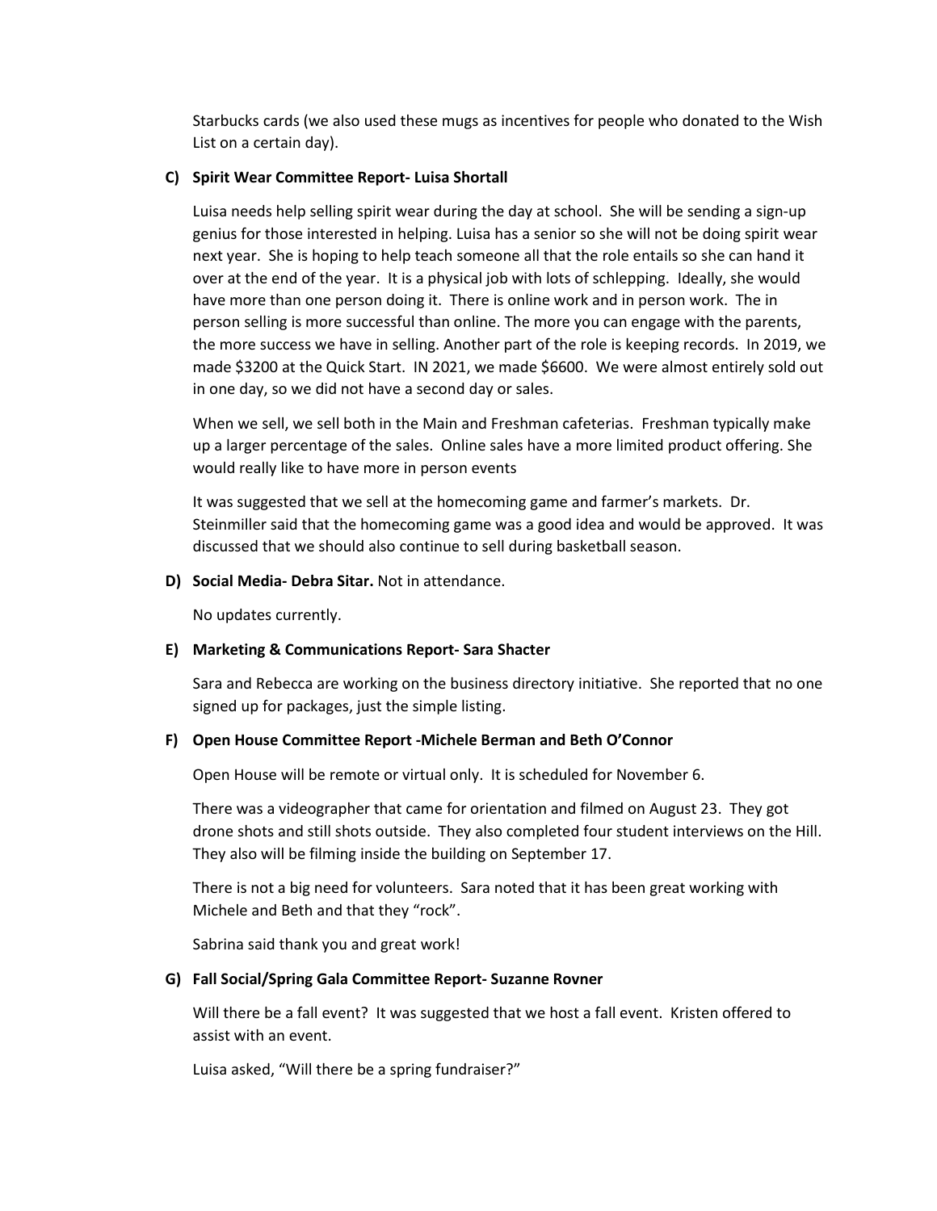Starbucks cards (we also used these mugs as incentives for people who donated to the Wish List on a certain day).

**C) Spirit Wear Committee Report- Luisa Shortall**

Luisa needs help selling spirit wear during the day at school. She will be sending a sign-up genius for those interested in helping. Luisa has a senior so she will not be doing spirit wear next year. She is hoping to help teach someone all that the role entails so she can hand it over at the end of the year. It is a physical job with lots of schlepping. Ideally, she would have more than one person doing it. There is online work and in person work. The in person selling is more successful than online. The more you can engage with the parents, the more success we have in selling. Another part of the role is keeping records. In 2019, we made $3200 at the Quick Start. IN 2021, we made $6600. We were almost entirely sold out in one day, so we did not have a second day or sales.

When we sell, we sell both in the Main and Freshman cafeterias. Freshman typically make up a larger percentage of the sales. Online sales have a more limited product offering. She would really like to have more in person events

It was suggested that we sell at the homecoming game and farmer's markets. Dr. Steinmiller said that the homecoming game was a good idea and would be approved. It was discussed that we should also continue to sell during basketball season.

**D) Social Media- Debra Sitar.** Not in attendance.

No updates currently.

**E) Marketing & Communications Report- Sara Shacter**

Sara and Rebecca are working on the business directory initiative. She reported that no one signed up for packages, just the simple listing.

**F) Open House Committee Report -Michele Berman and Beth O'Connor**

Open House will be remote or virtual only. It is scheduled for November 6.

There was a videographer that came for orientation and filmed on August 23. They got drone shots and still shots outside. They also completed four student interviews on the Hill. They also will be filming inside the building on September 17.

There is not a big need for volunteers. Sara noted that it has been great working with Michele and Beth and that they "rock".

Sabrina said thank you and great work!

**G) Fall Social/Spring Gala Committee Report- Suzanne Rovner**

Will there be a fall event? It was suggested that we host a fall event. Kristen offered to assist with an event.

Luisa asked, "Will there be a spring fundraiser?"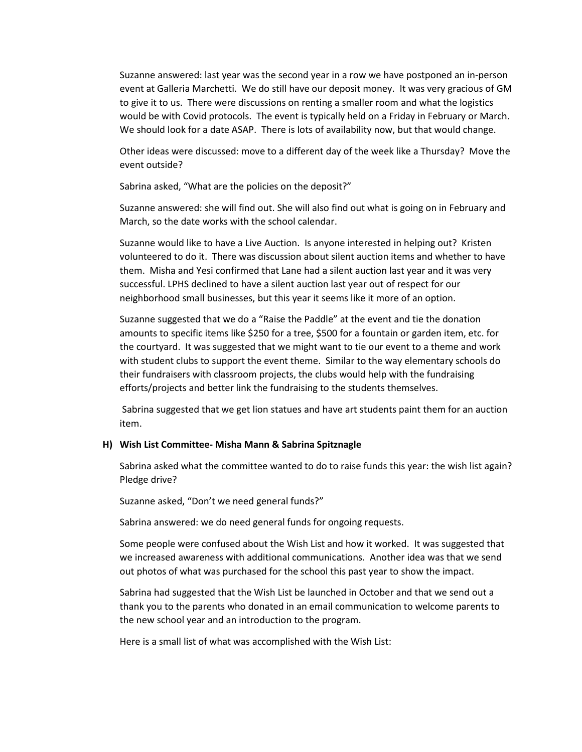Suzanne answered: last year was the second year in a row we have postponed an in-person event at Galleria Marchetti. We do still have our deposit money. It was very gracious of GM to give it to us. There were discussions on renting a smaller room and what the logistics would be with Covid protocols. The event is typically held on a Friday in February or March. We should look for a date ASAP. There is lots of availability now, but that would change.

Other ideas were discussed: move to a different day of the week like a Thursday? Move the event outside?

Sabrina asked, "What are the policies on the deposit?"

Suzanne answered: she will find out. She will also find out what is going on in February and March, so the date works with the school calendar.

Suzanne would like to have a Live Auction. Is anyone interested in helping out? Kristen volunteered to do it. There was discussion about silent auction items and whether to have them. Misha and Yesi confirmed that Lane had a silent auction last year and it was very successful. LPHS declined to have a silent auction last year out of respect for our neighborhood small businesses, but this year it seems like it more of an option.

Suzanne suggested that we do a "Raise the Paddle" at the event and tie the donation amounts to specific items like $250 for a tree, $500 for a fountain or garden item, etc. for the courtyard. It was suggested that we might want to tie our event to a theme and work with student clubs to support the event theme. Similar to the way elementary schools do their fundraisers with classroom projects, the clubs would help with the fundraising efforts/projects and better link the fundraising to the students themselves.

Sabrina suggested that we get lion statues and have art students paint them for an auction item.

**H) Wish List Committee- Misha Mann & Sabrina Spitznagle**

Sabrina asked what the committee wanted to do to raise funds this year: the wish list again? Pledge drive?

Suzanne asked, "Don't we need general funds?"

Sabrina answered: we do need general funds for ongoing requests.

Some people were confused about the Wish List and how it worked. It was suggested that we increased awareness with additional communications. Another idea was that we send out photos of what was purchased for the school this past year to show the impact.

Sabrina had suggested that the Wish List be launched in October and that we send out a thank you to the parents who donated in an email communication to welcome parents to the new school year and an introduction to the program.

Here is a small list of what was accomplished with the Wish List: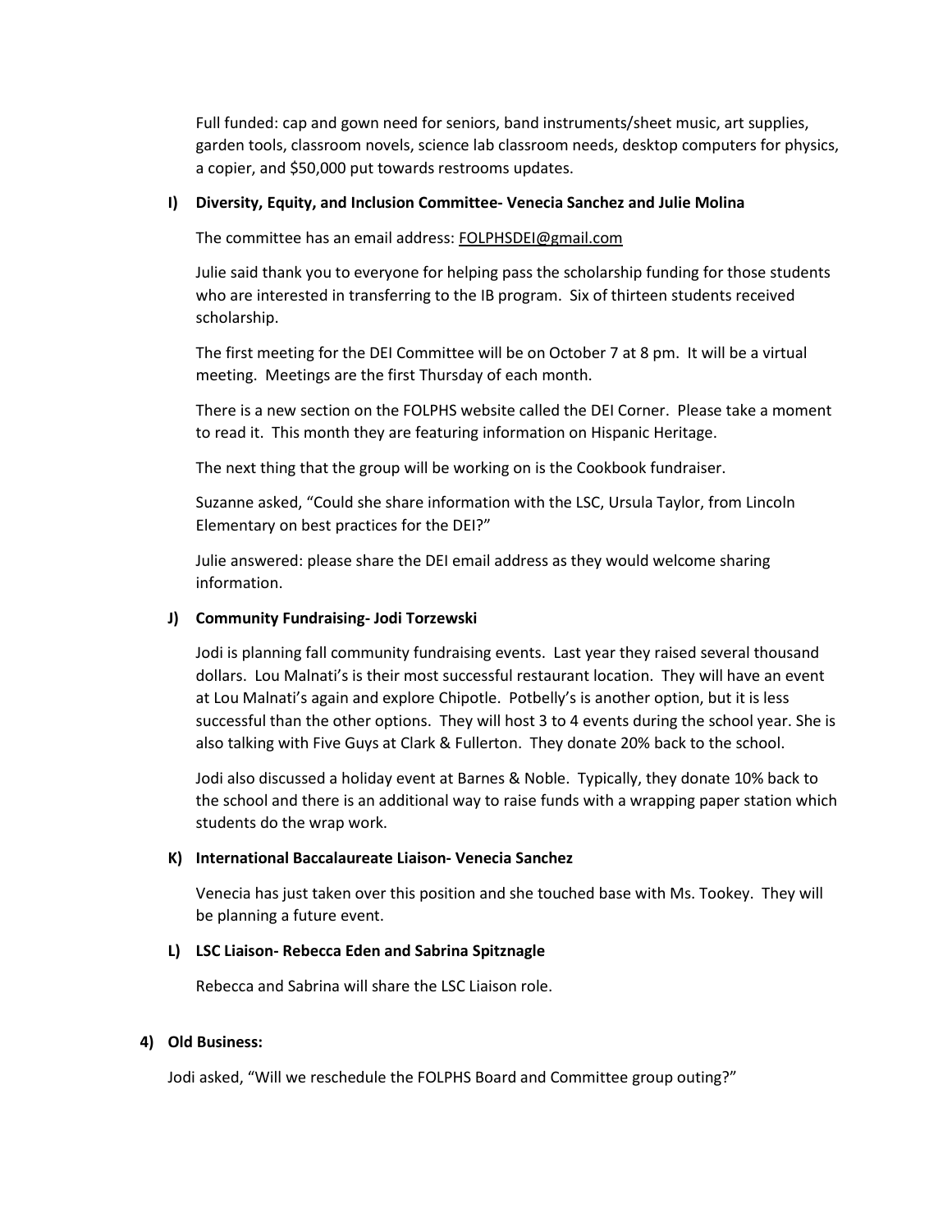Full funded: cap and gown need for seniors, band instruments/sheet music, art supplies, garden tools, classroom novels, science lab classroom needs, desktop computers for physics, a copier, and $50,000 put towards restrooms updates.

**I) Diversity, Equity, and Inclusion Committee- Venecia Sanchez and Julie Molina**

The committee has an email address: FOLPHSDEI@gmail.com

Julie said thank you to everyone for helping pass the scholarship funding for those students who are interested in transferring to the IB program. Six of thirteen students received scholarship.

The first meeting for the DEI Committee will be on October 7 at 8 pm. It will be a virtual meeting. Meetings are the first Thursday of each month.

There is a new section on the FOLPHS website called the DEI Corner. Please take a moment to read it. This month they are featuring information on Hispanic Heritage.

The next thing that the group will be working on is the Cookbook fundraiser.

Suzanne asked, "Could she share information with the LSC, Ursula Taylor, from Lincoln Elementary on best practices for the DEI?"

Julie answered: please share the DEI email address as they would welcome sharing information.

**J) Community Fundraising- Jodi Torzewski**

Jodi is planning fall community fundraising events. Last year they raised several thousand dollars. Lou Malnati's is their most successful restaurant location. They will have an event at Lou Malnati's again and explore Chipotle. Potbelly's is another option, but it is less successful than the other options. They will host 3 to 4 events during the school year. She is also talking with Five Guys at Clark & Fullerton. They donate 20% back to the school.

Jodi also discussed a holiday event at Barnes & Noble. Typically, they donate 10% back to the school and there is an additional way to raise funds with a wrapping paper station which students do the wrap work.

**K) International Baccalaureate Liaison- Venecia Sanchez**

Venecia has just taken over this position and she touched base with Ms. Tookey. They will be planning a future event.

**L) LSC Liaison- Rebecca Eden and Sabrina Spitznagle**

Rebecca and Sabrina will share the LSC Liaison role.

**4) Old Business:**

Jodi asked, "Will we reschedule the FOLPHS Board and Committee group outing?"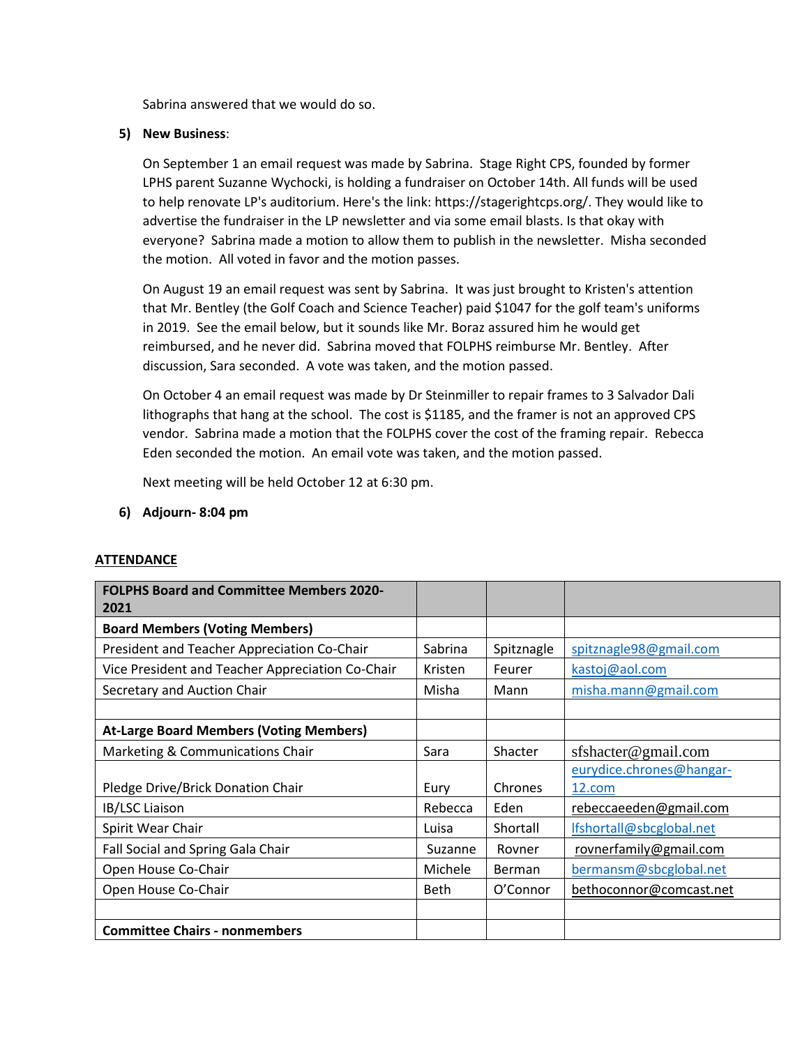Sabrina answered that we would do so.

5) **New Business**:

On September 1 an email request was made by Sabrina. Stage Right CPS, founded by former LPHS parent Suzanne Wychocki, is holding a fundraiser on October 14th. All funds will be used to help renovate LP's auditorium. Here's the link: https://stagerightcps.org/. They would like to advertise the fundraiser in the LP newsletter and via some email blasts. Is that okay with everyone? Sabrina made a motion to allow them to publish in the newsletter. Misha seconded the motion. All voted in favor and the motion passes.

On August 19 an email request was sent by Sabrina. It was just brought to Kristen's attention that Mr. Bentley (the Golf Coach and Science Teacher) paid $1047 for the golf team's uniforms in 2019. See the email below, but it sounds like Mr. Boraz assured him he would get reimbursed, and he never did. Sabrina moved that FOLPHS reimburse Mr. Bentley. After discussion, Sara seconded. A vote was taken, and the motion passed.

On October 4 an email request was made by Dr Steinmiller to repair frames to 3 Salvador Dali lithographs that hang at the school. The cost is $1185, and the framer is not an approved CPS vendor. Sabrina made a motion that the FOLPHS cover the cost of the framing repair. Rebecca Eden seconded the motion. An email vote was taken, and the motion passed.

Next meeting will be held October 12 at 6:30 pm.

6) **Adjourn- 8:04 pm**

**ATTENDANCE**

| **FOLPHS Board and Committee Members 2020-2021** | | | |
|---|---|---|---|
| **Board Members (Voting Members)** | | | |
| President and Teacher Appreciation Co-Chair | Sabrina | Spitznagle | spitznagle98@gmail.com |
| Vice President and Teacher Appreciation Co-Chair | Kristen | Feurer | kastoj@aol.com |
| Secretary and Auction Chair | Misha | Mann | misha.mann@gmail.com |
| | | | |
| **At-Large Board Members (Voting Members)** | | | |
| Marketing & Communications Chair | Sara | Shacter | sfshacter@gmail.com |
| Pledge Drive/Brick Donation Chair | Eury | Chrones | eurydice.chrones@hangar-12.com |
| IB/LSC Liaison | Rebecca | Eden | rebeccaeeden@gmail.com |
| Spirit Wear Chair | Luisa | Shortall | lfshortall@sbcglobal.net |
| Fall Social and Spring Gala Chair | Suzanne | Rovner | rovnerfamily@gmail.com |
| Open House Co-Chair | Michele | Berman | bermansm@sbcglobal.net |
| Open House Co-Chair | Beth | O'Connor | bethoconnor@comcast.net |
| | | | |
| **Committee Chairs - nonmembers** | | | |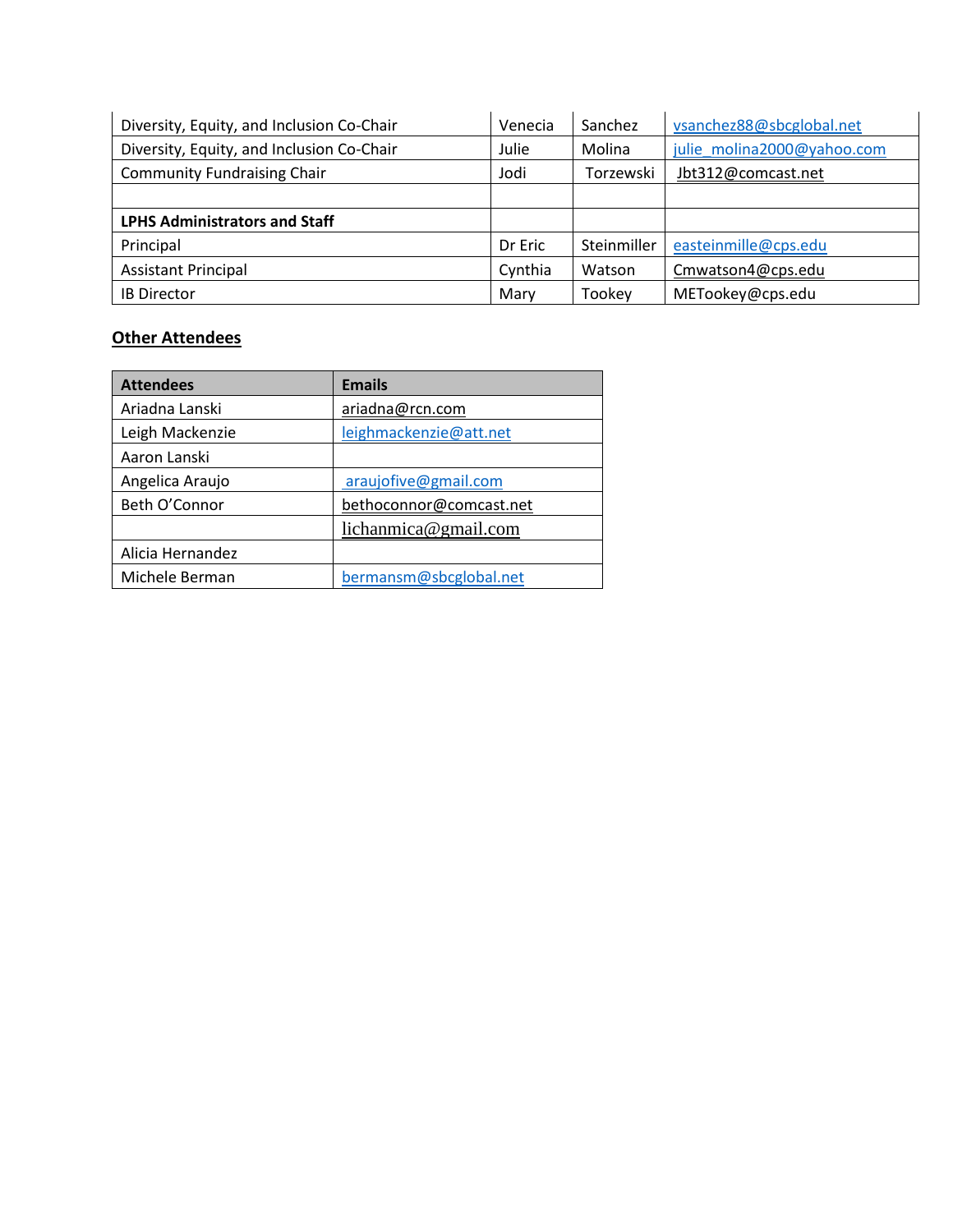| | | | |
|---|---|---|---|
| Diversity, Equity, and Inclusion Co-Chair | Venecia | Sanchez | vsanchez88@sbcglobal.net |
| Diversity, Equity, and Inclusion Co-Chair | Julie | Molina | julie_molina2000@yahoo.com |
| Community Fundraising Chair | Jodi | Torzewski | Jbt312@comcast.net |
| | | | |
| **LPHS Administrators and Staff** | | | |
| Principal | Dr Eric | Steinmiller | easteinmille@cps.edu |
| Assistant Principal | Cynthia | Watson | Cmwatson4@cps.edu |
| IB Director | Mary | Tookey | METookey@cps.edu |

## Other Attendees

| Attendees | Emails |
|---|---|
| Ariadna Lanski | ariadna@rcn.com |
| Leigh Mackenzie | leighmackenzie@att.net |
| Aaron Lanski | |
| Angelica Araujo | araujofive@gmail.com |
| Beth O'Connor | bethoconnor@comcast.net |
| | lichanmica@gmail.com |
| Alicia Hernandez | |
| Michele Berman | bermansm@sbcglobal.net |